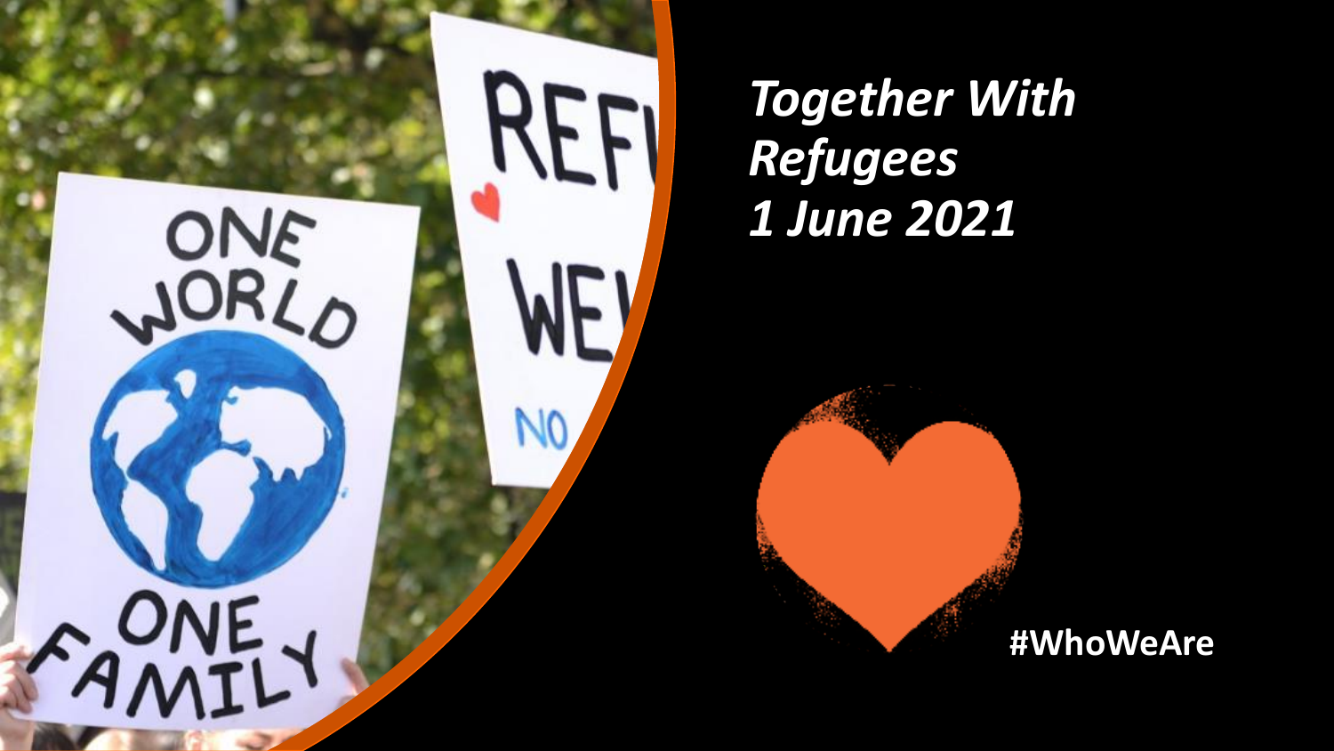# *Together With Refugees*
# *1 June 2021*

#WhoWeAre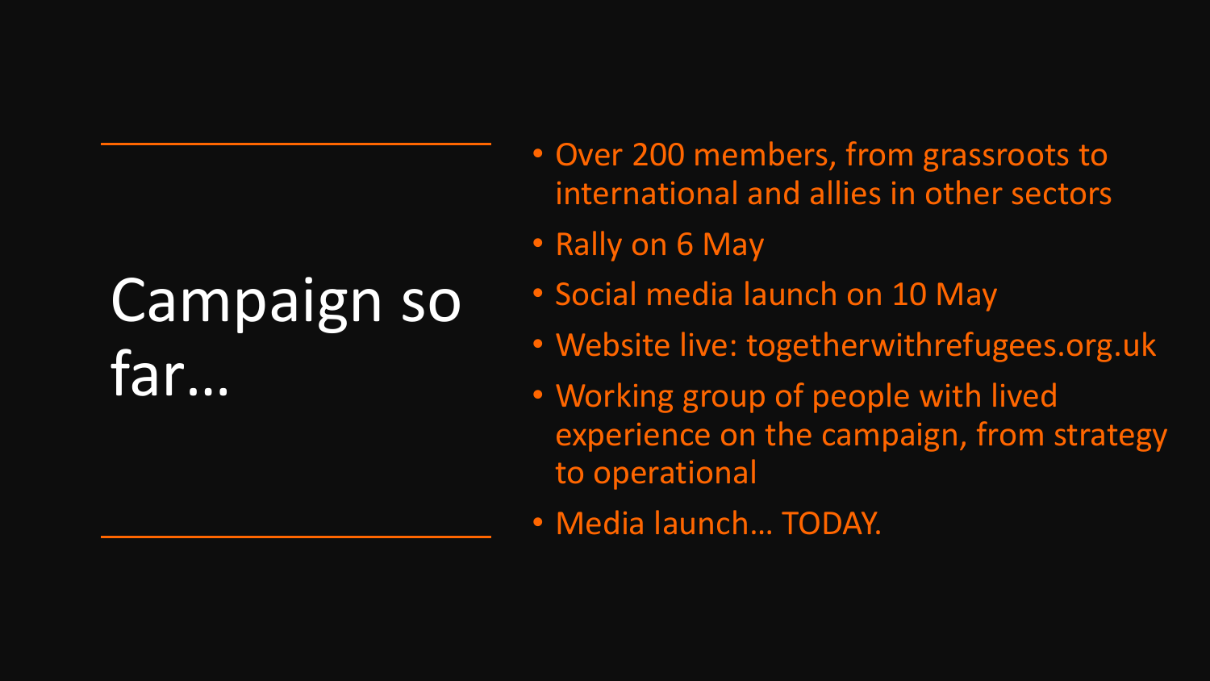# Campaign so far…

- Over 200 members, from grassroots to international and allies in other sectors
- Rally on 6 May
- Social media launch on 10 May
- Website live: togetherwithrefugees.org.uk
- Working group of people with lived experience on the campaign, from strategy to operational
- Media launch… TODAY.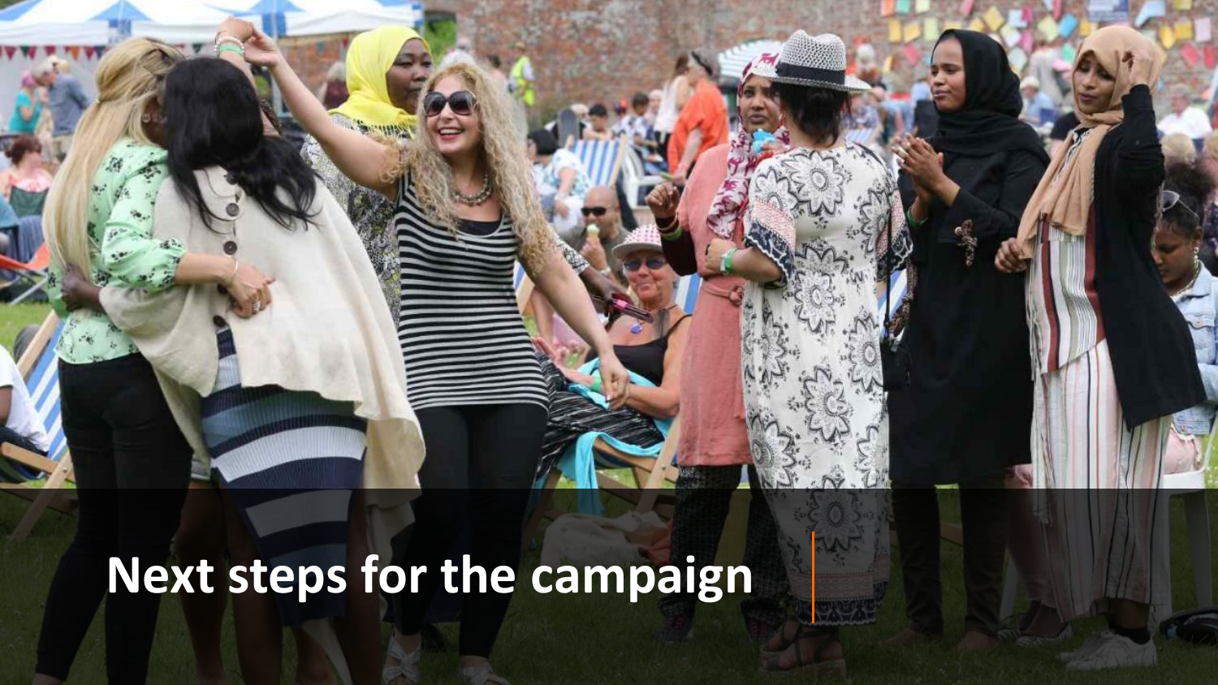# Next steps for the campaign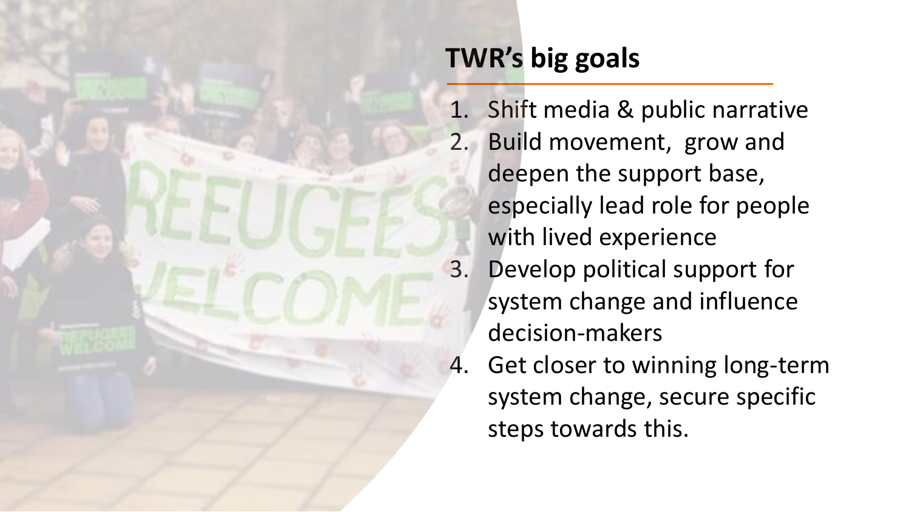## TWR's big goals

1. Shift media & public narrative
2. Build movement, grow and deepen the support base, especially lead role for people with lived experience
3. Develop political support for system change and influence decision-makers
4. Get closer to winning long-term system change, secure specific steps towards this.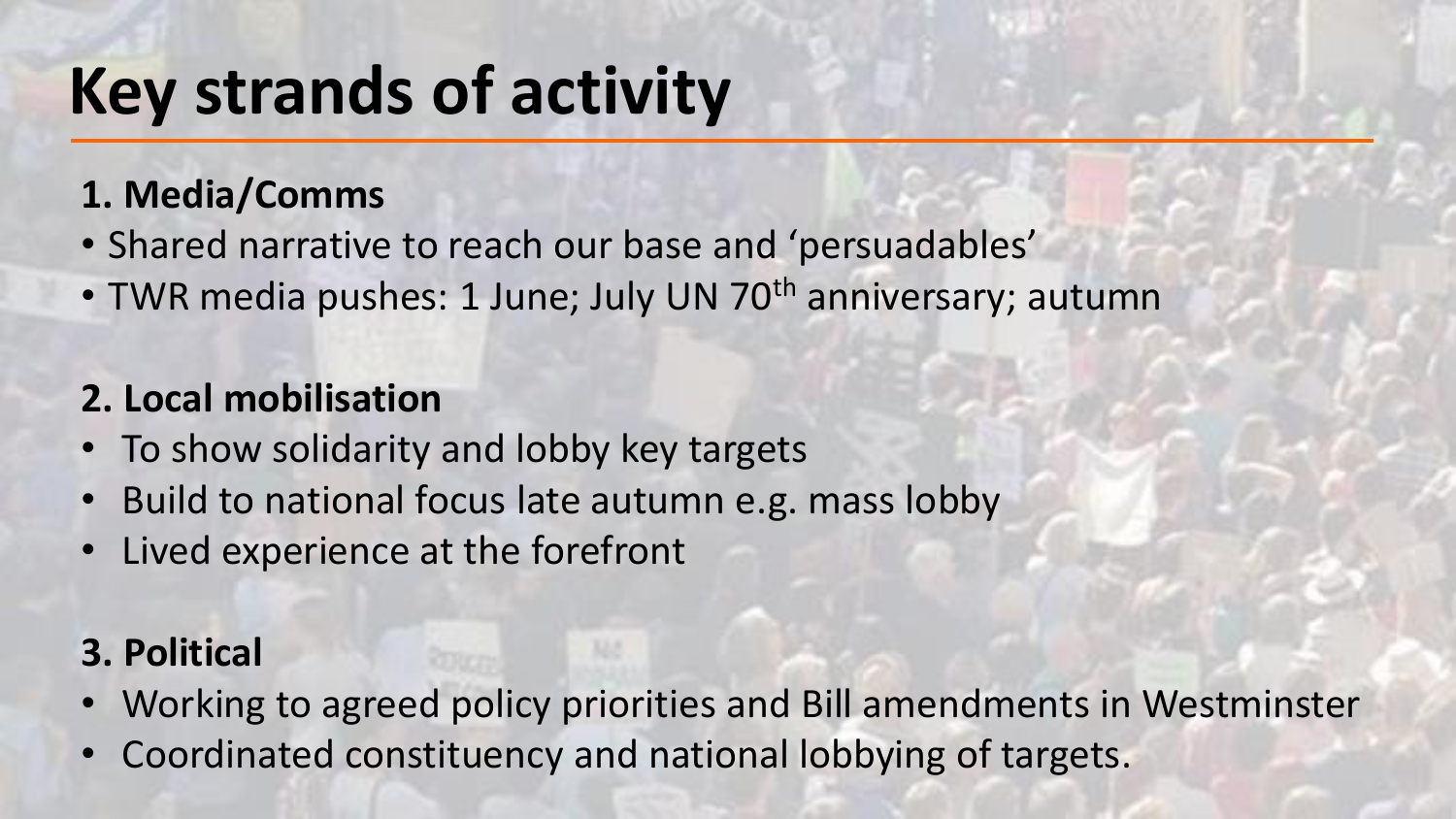# Key strands of activity

**1. Media/Comms**

- Shared narrative to reach our base and 'persuadables'
- TWR media pushes: 1 June; July UN 70th anniversary; autumn

**2. Local mobilisation**

- To show solidarity and lobby key targets
- Build to national focus late autumn e.g. mass lobby
- Lived experience at the forefront

**3. Political**

- Working to agreed policy priorities and Bill amendments in Westminster
- Coordinated constituency and national lobbying of targets.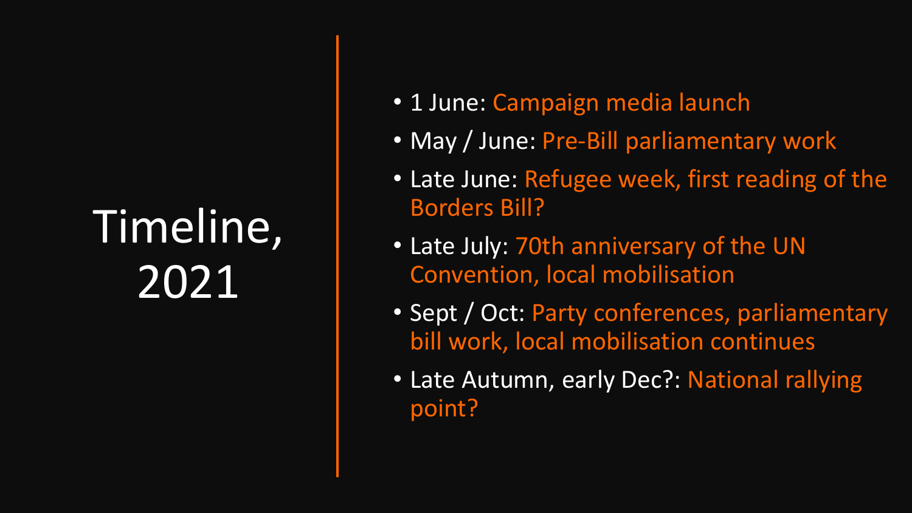# Timeline, 2021

- 1 June: Campaign media launch
- May / June: Pre-Bill parliamentary work
- Late June: Refugee week, first reading of the Borders Bill?
- Late July: 70th anniversary of the UN Convention, local mobilisation
- Sept / Oct: Party conferences, parliamentary bill work, local mobilisation continues
- Late Autumn, early Dec?: National rallying point?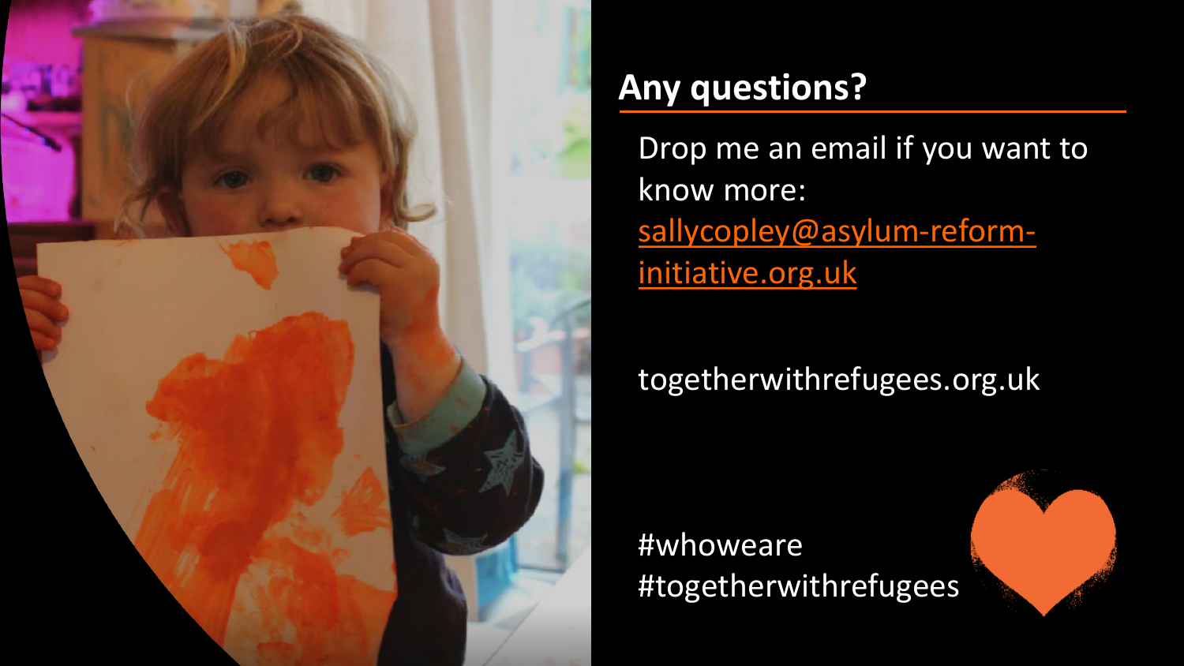## Any questions?

Drop me an email if you want to know more: sallycopley@asylum-reform-initiative.org.uk

togetherwithrefugees.org.uk

#whoweare
#togetherwithrefugees